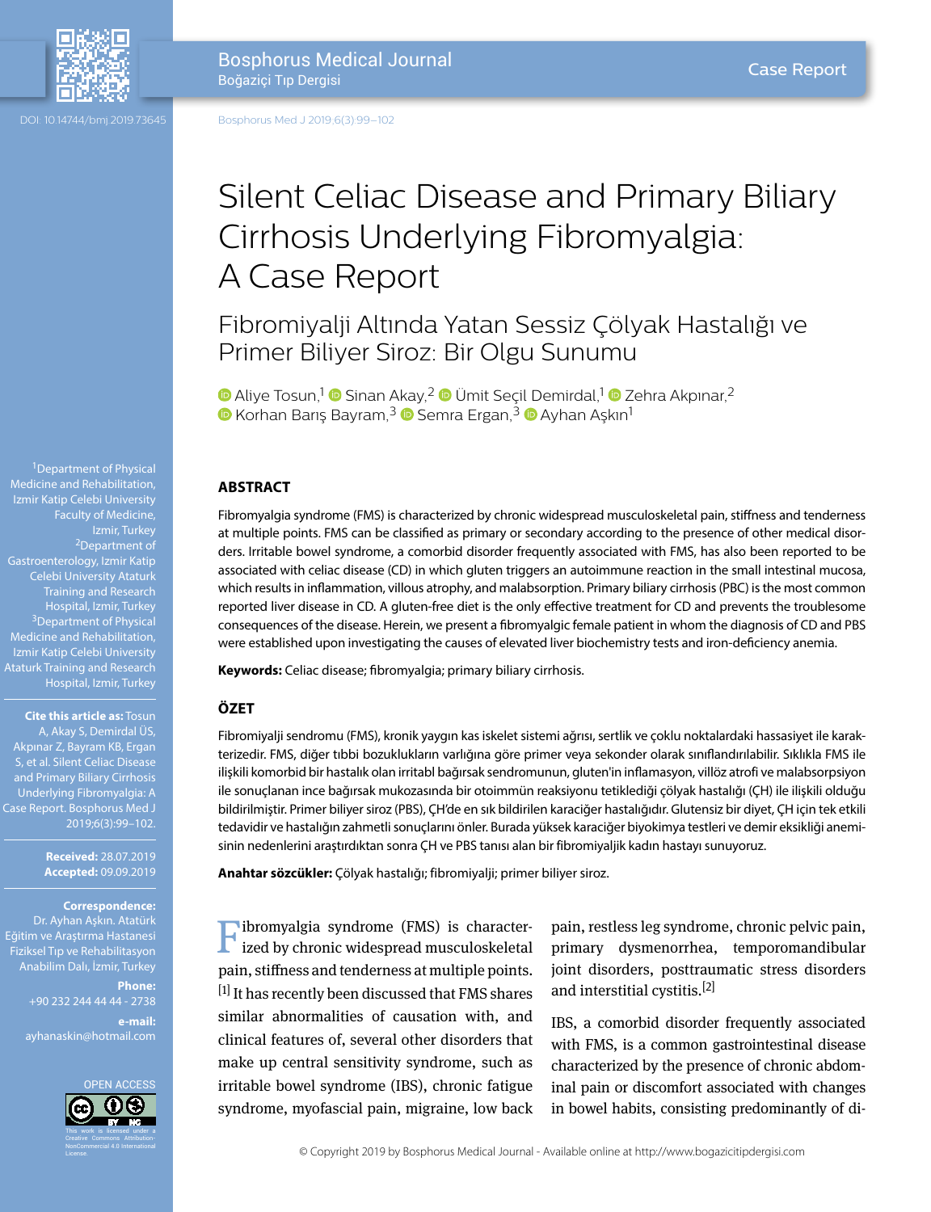Case Report

DOI: 10.14744/bmj.2019.73645

# Silent Celiac Disease and Primary Biliary Cirrhosis Underlying Fibromyalgia: A Case Report

## Fibromiyalji Altında Yatan Sessiz Çölyak Hastalığı ve Primer Biliyer Siroz: Bir Olgu Sunumu

Aliye Tosun,[1] Sinan Akay,[2] Ümit Seçil Demirdal,[1] Zehra Akpınar,[2] Korhan Barış Bayram,[3] Semra Ergan,[3] Ayhan Aşkın[1]

[1]Department of Physical Medicine and Rehabilitation, Izmir Katip Celebi University Faculty of Medicine, Izmir, Turkey
[2]Department of Gastroenterology, Izmir Katip Celebi University Ataturk Training and Research Hospital, Izmir, Turkey
[3]Department of Physical Medicine and Rehabilitation, Izmir Katip Celebi University Ataturk Training and Research Hospital, Izmir, Turkey

**Cite this article as:** Tosun A, Akay S, Demirdal ÜS, Akpınar Z, Bayram KB, Ergan S, et al. Silent Celiac Disease and Primary Biliary Cirrhosis Underlying Fibromyalgia: A Case Report. Bosphorus Med J 2019;6(3):99–102.

**Received:** 28.07.2019
**Accepted:** 09.09.2019

**Correspondence:** Dr. Ayhan Aşkın. Atatürk Eğitim ve Araştırma Hastanesi Fiziksel Tıp ve Rehabilitasyon Anabilim Dalı, İzmir, Turkey

**Phone:** +90 232 244 44 44 - 2738

**e-mail:** ayhanaskin@hotmail.com

OPEN ACCESS

This work is licensed under a Creative Commons Attribution-NonCommercial 4.0 International License.

### ABSTRACT

Fibromyalgia syndrome (FMS) is characterized by chronic widespread musculoskeletal pain, stiffness and tenderness at multiple points. FMS can be classified as primary or secondary according to the presence of other medical disorders. Irritable bowel syndrome, a comorbid disorder frequently associated with FMS, has also been reported to be associated with celiac disease (CD) in which gluten triggers an autoimmune reaction in the small intestinal mucosa, which results in inflammation, villous atrophy, and malabsorption. Primary biliary cirrhosis (PBC) is the most common reported liver disease in CD. A gluten-free diet is the only effective treatment for CD and prevents the troublesome consequences of the disease. Herein, we present a fibromyalgic female patient in whom the diagnosis of CD and PBS were established upon investigating the causes of elevated liver biochemistry tests and iron-deficiency anemia.

**Keywords:** Celiac disease; fibromyalgia; primary biliary cirrhosis.

### ÖZET

Fibromiyalji sendromu (FMS), kronik yaygın kas iskelet sistemi ağrısı, sertlik ve çoklu noktalardaki hassasiyet ile karakterizedir. FMS, diğer tıbbi bozuklukların varlığına göre primer veya sekonder olarak sınıflandırılabilir. Sıklıkla FMS ile ilişkili komorbid bir hastalık olan irritabl bağırsak sendromunun, gluten'in inflamasyon, villöz atrofi ve malabsorpsiyon ile sonuçlanan ince bağırsak mukozasında bir otoimmün reaksiyonu tetiklediği çölyak hastalığı (ÇH) ile ilişkili olduğu bildirilmiştir. Primer biliyer siroz (PBS), ÇH'de en sık bildirilen karaciğer hastalığıdır. Glutensiz bir diyet, ÇH için tek etkili tedavidir ve hastalığın zahmetli sonuçlarını önler. Burada yüksek karaciğer biyokimya testleri ve demir eksikliği anemisinin nedenlerini araştırdıktan sonra ÇH ve PBS tanısı alan bir fibromiyaljik kadın hastayı sunuyoruz.

**Anahtar sözcükler:** Çölyak hastalığı; fibromiyalji; primer biliyer siroz.

Fibromyalgia syndrome (FMS) is characterized by chronic widespread musculoskeletal pain, stiffness and tenderness at multiple points.[1] It has recently been discussed that FMS shares similar abnormalities of causation with, and clinical features of, several other disorders that make up central sensitivity syndrome, such as irritable bowel syndrome (IBS), chronic fatigue syndrome, myofascial pain, migraine, low back pain, restless leg syndrome, chronic pelvic pain, primary dysmenorrhea, temporomandibular joint disorders, posttraumatic stress disorders and interstitial cystitis.[2]

IBS, a comorbid disorder frequently associated with FMS, is a common gastrointestinal disease characterized by the presence of chronic abdominal pain or discomfort associated with changes in bowel habits, consisting predominantly of di-

© Copyright 2019 by Bosphorus Medical Journal - Available online at http://www.bogazicitipdergisi.com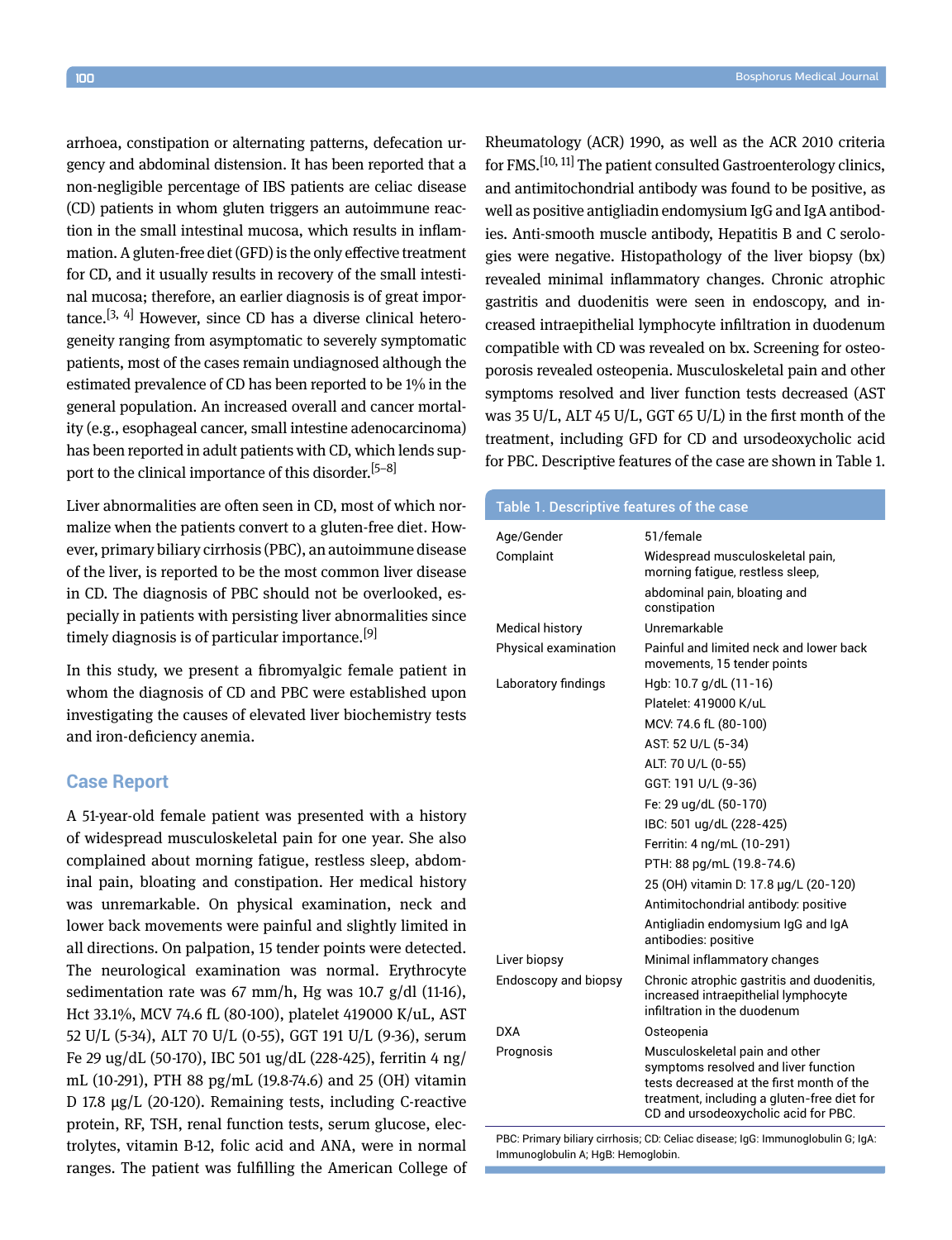arrhoea, constipation or alternating patterns, defecation urgency and abdominal distension. It has been reported that a non-negligible percentage of IBS patients are celiac disease (CD) patients in whom gluten triggers an autoimmune reaction in the small intestinal mucosa, which results in inflammation. A gluten-free diet (GFD) is the only effective treatment for CD, and it usually results in recovery of the small intestinal mucosa; therefore, an earlier diagnosis is of great importance.[3, 4] However, since CD has a diverse clinical heterogeneity ranging from asymptomatic to severely symptomatic patients, most of the cases remain undiagnosed although the estimated prevalence of CD has been reported to be 1% in the general population. An increased overall and cancer mortality (e.g., esophageal cancer, small intestine adenocarcinoma) has been reported in adult patients with CD, which lends support to the clinical importance of this disorder.[5–8]

Liver abnormalities are often seen in CD, most of which normalize when the patients convert to a gluten-free diet. However, primary biliary cirrhosis (PBC), an autoimmune disease of the liver, is reported to be the most common liver disease in CD. The diagnosis of PBC should not be overlooked, especially in patients with persisting liver abnormalities since timely diagnosis is of particular importance.[9]

In this study, we present a fibromyalgic female patient in whom the diagnosis of CD and PBC were established upon investigating the causes of elevated liver biochemistry tests and iron-deficiency anemia.

## Case Report

A 51-year-old female patient was presented with a history of widespread musculoskeletal pain for one year. She also complained about morning fatigue, restless sleep, abdominal pain, bloating and constipation. Her medical history was unremarkable. On physical examination, neck and lower back movements were painful and slightly limited in all directions. On palpation, 15 tender points were detected. The neurological examination was normal. Erythrocyte sedimentation rate was 67 mm/h, Hg was 10.7 g/dl (11-16), Hct 33.1%, MCV 74.6 fL (80-100), platelet 419000 K/uL, AST 52 U/L (5-34), ALT 70 U/L (0-55), GGT 191 U/L (9-36), serum Fe 29 ug/dL (50-170), IBC 501 ug/dL (228-425), ferritin 4 ng/mL (10-291), PTH 88 pg/mL (19.8-74.6) and 25 (OH) vitamin D 17.8 µg/L (20-120). Remaining tests, including C-reactive protein, RF, TSH, renal function tests, serum glucose, electrolytes, vitamin B-12, folic acid and ANA, were in normal ranges. The patient was fulfilling the American College of Rheumatology (ACR) 1990, as well as the ACR 2010 criteria for FMS.[10, 11] The patient consulted Gastroenterology clinics, and antimitochondrial antibody was found to be positive, as well as positive antigliadin endomysium IgG and IgA antibodies. Anti-smooth muscle antibody, Hepatitis B and C serologies were negative. Histopathology of the liver biopsy (bx) revealed minimal inflammatory changes. Chronic atrophic gastritis and duodenitis were seen in endoscopy, and increased intraepithelial lymphocyte infiltration in duodenum compatible with CD was revealed on bx. Screening for osteoporosis revealed osteopenia. Musculoskeletal pain and other symptoms resolved and liver function tests decreased (AST was 35 U/L, ALT 45 U/L, GGT 65 U/L) in the first month of the treatment, including GFD for CD and ursodeoxycholic acid for PBC. Descriptive features of the case are shown in Table 1.

**Table 1. Descriptive features of the case**

| | |
|---|---|
| Age/Gender | 51/female |
| Complaint | Widespread musculoskeletal pain, morning fatigue, restless sleep, abdominal pain, bloating and constipation |
| Medical history | Unremarkable |
| Physical examination | Painful and limited neck and lower back movements, 15 tender points |
| Laboratory findings | Hgb: 10.7 g/dL (11-16) |
| | Platelet: 419000 K/uL |
| | MCV: 74.6 fL (80-100) |
| | AST: 52 U/L (5-34) |
| | ALT: 70 U/L (0-55) |
| | GGT: 191 U/L (9-36) |
| | Fe: 29 ug/dL (50-170) |
| | IBC: 501 ug/dL (228-425) |
| | Ferritin: 4 ng/mL (10-291) |
| | PTH: 88 pg/mL (19.8-74.6) |
| | 25 (OH) vitamin D: 17.8 µg/L (20-120) |
| | Antimitochondrial antibody: positive |
| | Antigliadin endomysium IgG and IgA antibodies: positive |
| Liver biopsy | Minimal inflammatory changes |
| Endoscopy and biopsy | Chronic atrophic gastritis and duodenitis, increased intraepithelial lymphocyte infiltration in the duodenum |
| DXA | Osteopenia |
| Prognosis | Musculoskeletal pain and other symptoms resolved and liver function tests decreased at the first month of the treatment, including a gluten-free diet for CD and ursodeoxycholic acid for PBC. |

PBC: Primary biliary cirrhosis; CD: Celiac disease; IgG: Immunoglobulin G; IgA: Immunoglobulin A; HgB: Hemoglobin.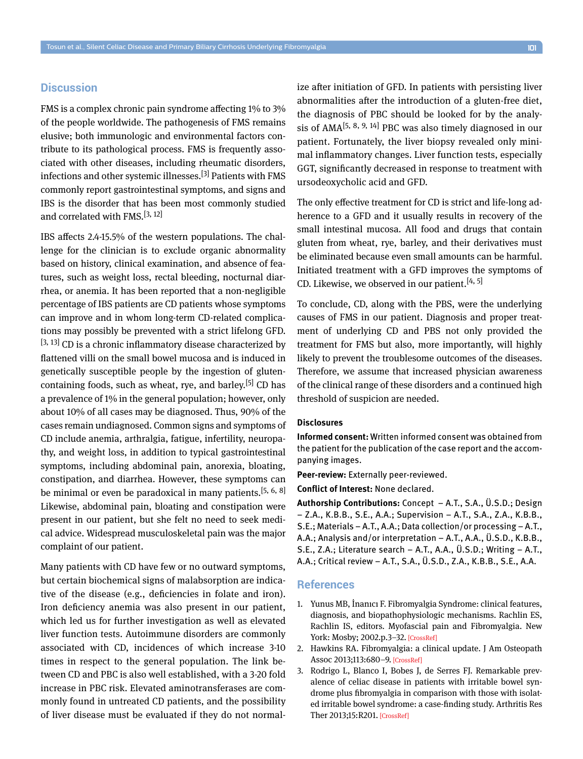## Discussion

FMS is a complex chronic pain syndrome affecting 1% to 3% of the people worldwide. The pathogenesis of FMS remains elusive; both immunologic and environmental factors contribute to its pathological process. FMS is frequently associated with other diseases, including rheumatic disorders, infections and other systemic illnesses.[3] Patients with FMS commonly report gastrointestinal symptoms, and signs and IBS is the disorder that has been most commonly studied and correlated with FMS.[3, 12]

IBS affects 2.4-15.5% of the western populations. The challenge for the clinician is to exclude organic abnormality based on history, clinical examination, and absence of features, such as weight loss, rectal bleeding, nocturnal diarrhea, or anemia. It has been reported that a non-negligible percentage of IBS patients are CD patients whose symptoms can improve and in whom long-term CD-related complications may possibly be prevented with a strict lifelong GFD.[3, 13] CD is a chronic inflammatory disease characterized by flattened villi on the small bowel mucosa and is induced in genetically susceptible people by the ingestion of gluten-containing foods, such as wheat, rye, and barley.[5] CD has a prevalence of 1% in the general population; however, only about 10% of all cases may be diagnosed. Thus, 90% of the cases remain undiagnosed. Common signs and symptoms of CD include anemia, arthralgia, fatigue, infertility, neuropathy, and weight loss, in addition to typical gastrointestinal symptoms, including abdominal pain, anorexia, bloating, constipation, and diarrhea. However, these symptoms can be minimal or even be paradoxical in many patients.[5, 6, 8] Likewise, abdominal pain, bloating and constipation were present in our patient, but she felt no need to seek medical advice. Widespread musculoskeletal pain was the major complaint of our patient.

Many patients with CD have few or no outward symptoms, but certain biochemical signs of malabsorption are indicative of the disease (e.g., deficiencies in folate and iron). Iron deficiency anemia was also present in our patient, which led us for further investigation as well as elevated liver function tests. Autoimmune disorders are commonly associated with CD, incidences of which increase 3-10 times in respect to the general population. The link between CD and PBC is also well established, with a 3-20 fold increase in PBC risk. Elevated aminotransferases are commonly found in untreated CD patients, and the possibility of liver disease must be evaluated if they do not normalize after initiation of GFD. In patients with persisting liver abnormalities after the introduction of a gluten-free diet, the diagnosis of PBC should be looked for by the analysis of AMA[5, 8, 9, 14] PBC was also timely diagnosed in our patient. Fortunately, the liver biopsy revealed only minimal inflammatory changes. Liver function tests, especially GGT, significantly decreased in response to treatment with ursodeoxycholic acid and GFD.

The only effective treatment for CD is strict and life-long adherence to a GFD and it usually results in recovery of the small intestinal mucosa. All food and drugs that contain gluten from wheat, rye, barley, and their derivatives must be eliminated because even small amounts can be harmful. Initiated treatment with a GFD improves the symptoms of CD. Likewise, we observed in our patient.[4, 5]

To conclude, CD, along with the PBS, were the underlying causes of FMS in our patient. Diagnosis and proper treatment of underlying CD and PBS not only provided the treatment for FMS but also, more importantly, will highly likely to prevent the troublesome outcomes of the diseases. Therefore, we assume that increased physician awareness of the clinical range of these disorders and a continued high threshold of suspicion are needed.

### Disclosures

**Informed consent:** Written informed consent was obtained from the patient for the publication of the case report and the accompanying images.

**Peer-review:** Externally peer-reviewed.

**Conflict of Interest:** None declared.

**Authorship Contributions:** Concept – A.T., S.A., Ü.S.D.; Design – Z.A., K.B.B., S.E., A.A.; Supervision – A.T., S.A., Z.A., K.B.B., S.E.; Materials – A.T., A.A.; Data collection/or processing – A.T., A.A.; Analysis and/or interpretation – A.T., A.A., Ü.S.D., K.B.B., S.E., Z.A.; Literature search – A.T., A.A., Ü.S.D.; Writing – A.T., A.A.; Critical review – A.T., S.A., Ü.S.D., Z.A., K.B.B., S.E., A.A.

## References

1. Yunus MB, İnanıcı F. Fibromyalgia Syndrome: clinical features, diagnosis, and biopathophysiologic mechanisms. Rachlin ES, Rachlin IS, editors. Myofascial pain and Fibromyalgia. New York: Mosby; 2002.p.3–32. [CrossRef]
2. Hawkins RA. Fibromyalgia: a clinical update. J Am Osteopath Assoc 2013;113:680–9. [CrossRef]
3. Rodrigo L, Blanco I, Bobes J, de Serres FJ. Remarkable prevalence of celiac disease in patients with irritable bowel syndrome plus fibromyalgia in comparison with those with isolated irritable bowel syndrome: a case-finding study. Arthritis Res Ther 2013;15:R201. [CrossRef]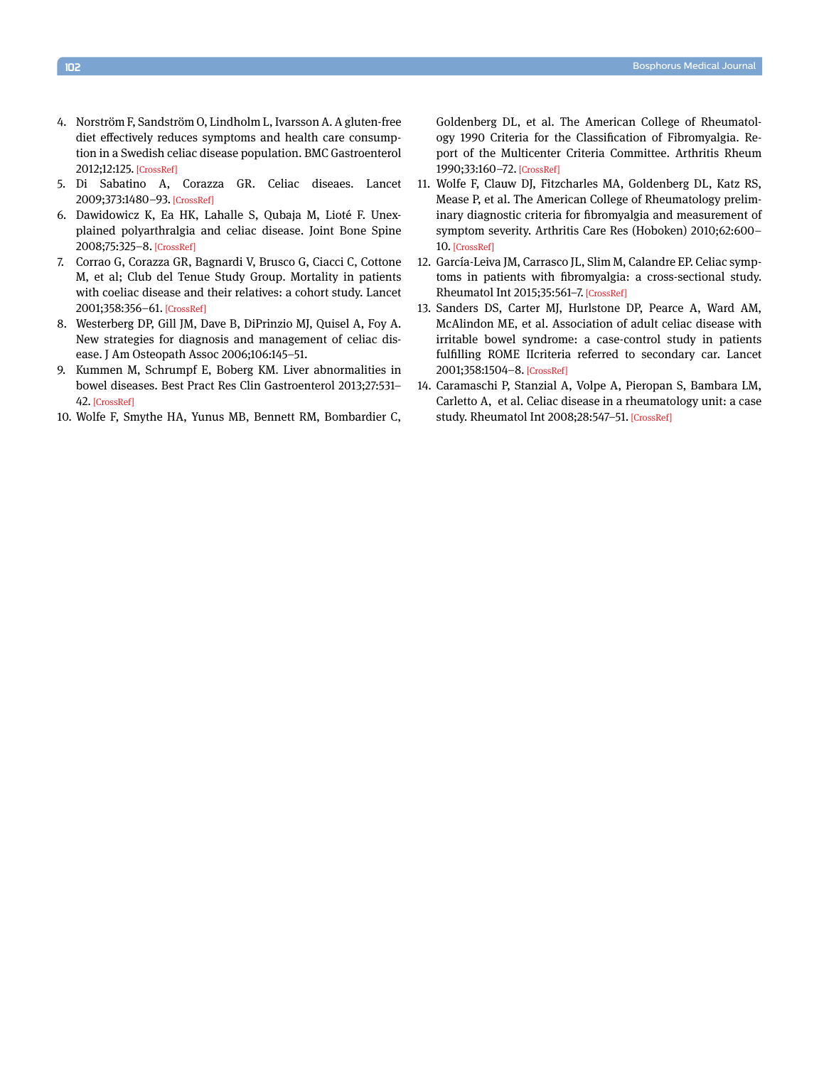4. Norström F, Sandström O, Lindholm L, Ivarsson A. A gluten-free diet effectively reduces symptoms and health care consumption in a Swedish celiac disease population. BMC Gastroenterol 2012;12:125. [CrossRef]
5. Di Sabatino A, Corazza GR. Celiac diseaes. Lancet 2009;373:1480–93. [CrossRef]
6. Dawidowicz K, Ea HK, Lahalle S, Qubaja M, Lioté F. Unexplained polyarthralgia and celiac disease. Joint Bone Spine 2008;75:325–8. [CrossRef]
7. Corrao G, Corazza GR, Bagnardi V, Brusco G, Ciacci C, Cottone M, et al; Club del Tenue Study Group. Mortality in patients with coeliac disease and their relatives: a cohort study. Lancet 2001;358:356–61. [CrossRef]
8. Westerberg DP, Gill JM, Dave B, DiPrinzio MJ, Quisel A, Foy A. New strategies for diagnosis and management of celiac disease. J Am Osteopath Assoc 2006;106:145–51.
9. Kummen M, Schrumpf E, Boberg KM. Liver abnormalities in bowel diseases. Best Pract Res Clin Gastroenterol 2013;27:531–42. [CrossRef]
10. Wolfe F, Smythe HA, Yunus MB, Bennett RM, Bombardier C, Goldenberg DL, et al. The American College of Rheumatology 1990 Criteria for the Classification of Fibromyalgia. Report of the Multicenter Criteria Committee. Arthritis Rheum 1990;33:160–72. [CrossRef]
11. Wolfe F, Clauw DJ, Fitzcharles MA, Goldenberg DL, Katz RS, Mease P, et al. The American College of Rheumatology preliminary diagnostic criteria for fibromyalgia and measurement of symptom severity. Arthritis Care Res (Hoboken) 2010;62:600–10. [CrossRef]
12. García-Leiva JM, Carrasco JL, Slim M, Calandre EP. Celiac symptoms in patients with fibromyalgia: a cross-sectional study. Rheumatol Int 2015;35:561–7. [CrossRef]
13. Sanders DS, Carter MJ, Hurlstone DP, Pearce A, Ward AM, McAlindon ME, et al. Association of adult celiac disease with irritable bowel syndrome: a case-control study in patients fulfilling ROME IIcriteria referred to secondary car. Lancet 2001;358:1504–8. [CrossRef]
14. Caramaschi P, Stanzial A, Volpe A, Pieropan S, Bambara LM, Carletto A, et al. Celiac disease in a rheumatology unit: a case study. Rheumatol Int 2008;28:547–51. [CrossRef]